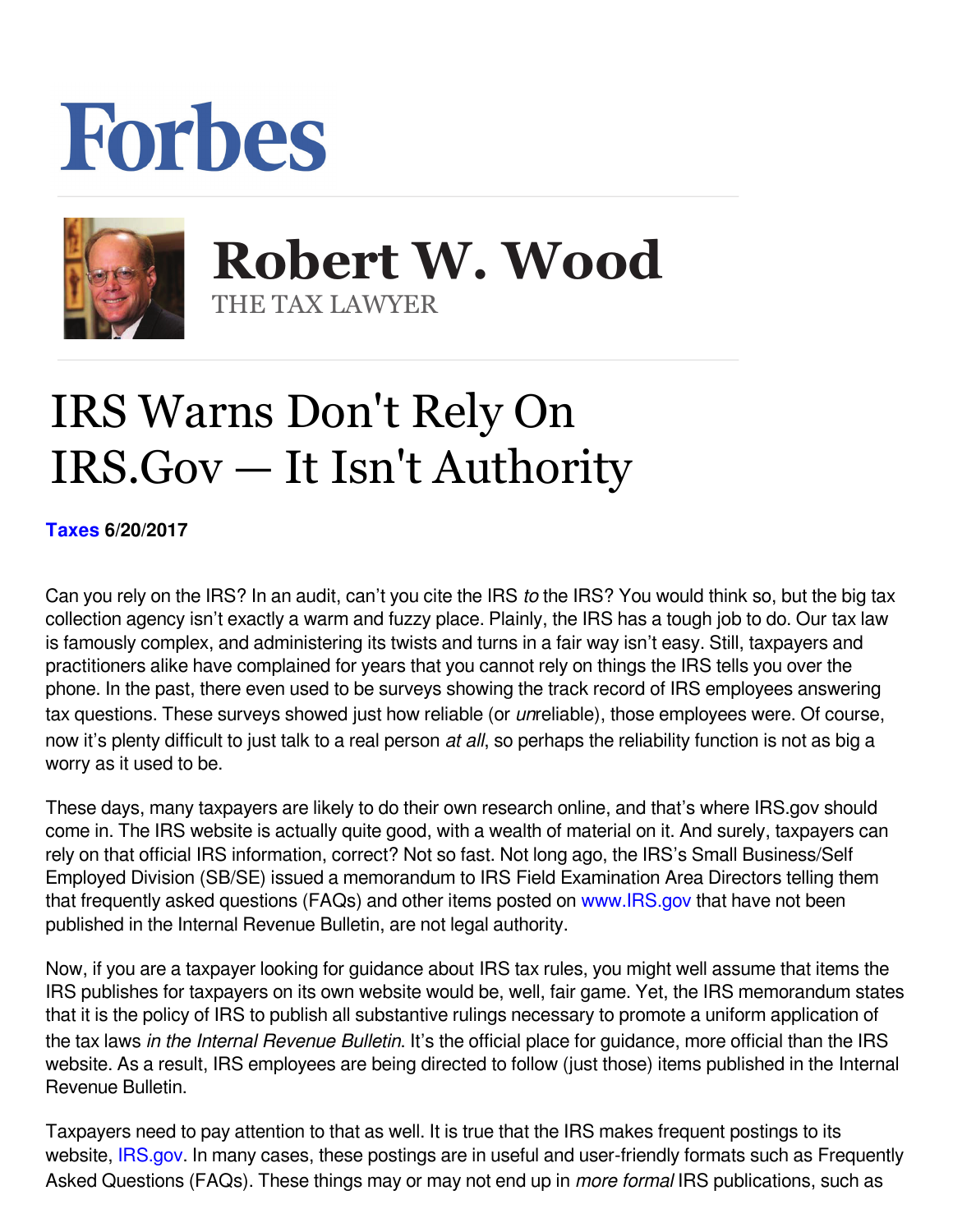# Forbes

## Robert W. Wood

THE TAX LAWYER

# IRS Warns Don't Rely On IRS.Gov — It Isn't Authority

**Taxes 6/20/2017**

Can you rely on the IRS? In an audit, can't you cite the IRS *to* the IRS? You would think so, but the big tax collection agency isn't exactly a warm and fuzzy place. Plainly, the IRS has a tough job to do. Our tax law is famously complex, and administering its twists and turns in a fair way isn't easy. Still, taxpayers and practitioners alike have complained for years that you cannot rely on things the IRS tells you over the phone. In the past, there even used to be surveys showing the track record of IRS employees answering tax questions. These surveys showed just how reliable (or *un*reliable), those employees were. Of course, now it's plenty difficult to just talk to a real person *at all*, so perhaps the reliability function is not as big a worry as it used to be.

These days, many taxpayers are likely to do their own research online, and that's where IRS.gov should come in. The IRS website is actually quite good, with a wealth of material on it. And surely, taxpayers can rely on that official IRS information, correct? Not so fast. Not long ago, the IRS's Small Business/Self Employed Division (SB/SE) issued a memorandum to IRS Field Examination Area Directors telling them that frequently asked questions (FAQs) and other items posted on www.IRS.gov that have not been published in the Internal Revenue Bulletin, are not legal authority.

Now, if you are a taxpayer looking for guidance about IRS tax rules, you might well assume that items the IRS publishes for taxpayers on its own website would be, well, fair game. Yet, the IRS memorandum states that it is the policy of IRS to publish all substantive rulings necessary to promote a uniform application of the tax laws *in the Internal Revenue Bulletin*. It's the official place for guidance, more official than the IRS website. As a result, IRS employees are being directed to follow (just those) items published in the Internal Revenue Bulletin.

Taxpayers need to pay attention to that as well. It is true that the IRS makes frequent postings to its website, IRS.gov. In many cases, these postings are in useful and user-friendly formats such as Frequently Asked Questions (FAQs). These things may or may not end up in *more formal* IRS publications, such as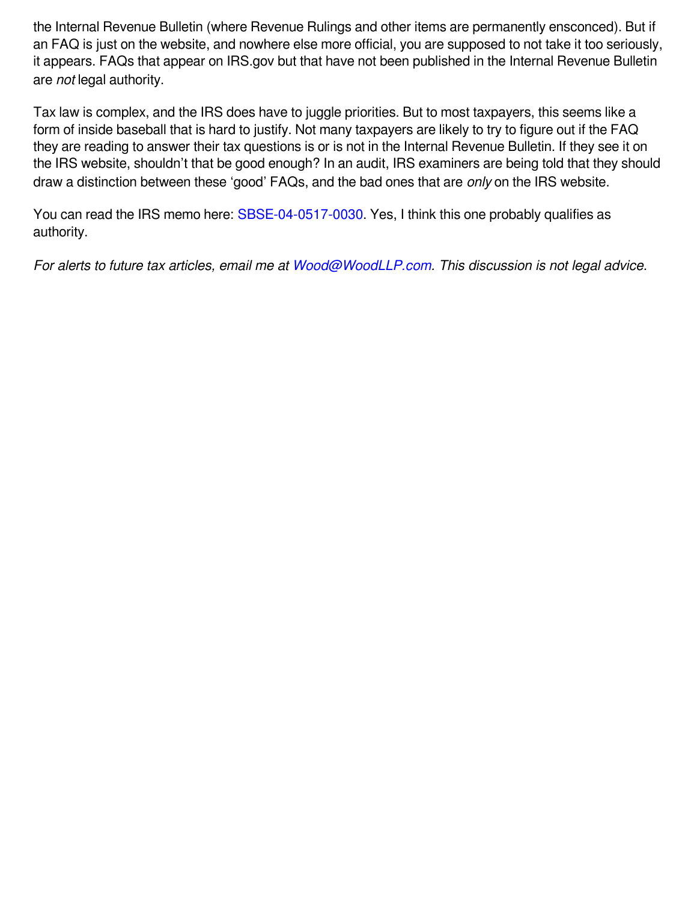the Internal Revenue Bulletin (where Revenue Rulings and other items are permanently ensconced). But if an FAQ is just on the website, and nowhere else more official, you are supposed to not take it too seriously, it appears. FAQs that appear on IRS.gov but that have not been published in the Internal Revenue Bulletin are *not* legal authority.

Tax law is complex, and the IRS does have to juggle priorities. But to most taxpayers, this seems like a form of inside baseball that is hard to justify. Not many taxpayers are likely to try to figure out if the FAQ they are reading to answer their tax questions is or is not in the Internal Revenue Bulletin. If they see it on the IRS website, shouldn't that be good enough? In an audit, IRS examiners are being told that they should draw a distinction between these 'good' FAQs, and the bad ones that are *only* on the IRS website.

You can read the IRS memo here: SBSE-04-0517-0030. Yes, I think this one probably qualifies as authority.

*For alerts to future tax articles, email me at Wood@WoodLLP.com. This discussion is not legal advice.*